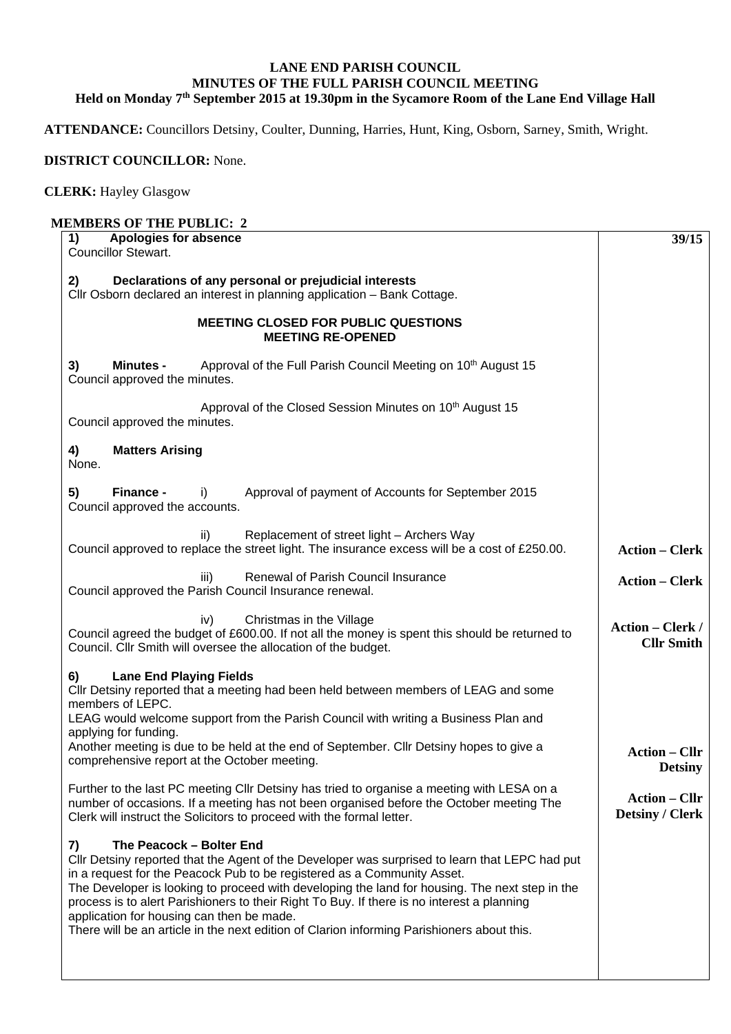# LANE END PARISH COUNCIL
## MINUTES OF THE FULL PARISH COUNCIL MEETING
### Held on Monday 7th September 2015 at 19.30pm in the Sycamore Room of the Lane End Village Hall

**ATTENDANCE:** Councillors Detsiny, Coulter, Dunning, Harries, Hunt, King, Osborn, Sarney, Smith, Wright.

**DISTRICT COUNCILLOR:** None.

**CLERK:** Hayley Glasgow

**MEMBERS OF THE PUBLIC: 2**

**39/15**

**1) Apologies for absence**
Councillor Stewart.

**2) Declarations of any personal or prejudicial interests**
Cllr Osborn declared an interest in planning application – Bank Cottage.

**MEETING CLOSED FOR PUBLIC QUESTIONS**
**MEETING RE-OPENED**

**3) Minutes -** Approval of the Full Parish Council Meeting on 10th August 15
Council approved the minutes.

Approval of the Closed Session Minutes on 10th August 15
Council approved the minutes.

**4) Matters Arising**
None.

**5) Finance -** i) Approval of payment of Accounts for September 2015
Council approved the accounts.

ii) Replacement of street light – Archers Way
Council approved to replace the street light. The insurance excess will be a cost of £250.00. **Action – Clerk**

iii) Renewal of Parish Council Insurance
Council approved the Parish Council Insurance renewal. **Action – Clerk**

iv) Christmas in the Village
Council agreed the budget of £600.00. If not all the money is spent this should be returned to Council. Cllr Smith will oversee the allocation of the budget. **Action – Clerk / Cllr Smith**

**6) Lane End Playing Fields**
Cllr Detsiny reported that a meeting had been held between members of LEAG and some members of LEPC.
LEAG would welcome support from the Parish Council with writing a Business Plan and applying for funding.
Another meeting is due to be held at the end of September. Cllr Detsiny hopes to give a comprehensive report at the October meeting. **Action – Cllr Detsiny**

Further to the last PC meeting Cllr Detsiny has tried to organise a meeting with LESA on a number of occasions. If a meeting has not been organised before the October meeting The Clerk will instruct the Solicitors to proceed with the formal letter. **Action – Cllr Detsiny / Clerk**

**7) The Peacock – Bolter End**
Cllr Detsiny reported that the Agent of the Developer was surprised to learn that LEPC had put in a request for the Peacock Pub to be registered as a Community Asset.
The Developer is looking to proceed with developing the land for housing. The next step in the process is to alert Parishioners to their Right To Buy. If there is no interest a planning application for housing can then be made.
There will be an article in the next edition of Clarion informing Parishioners about this.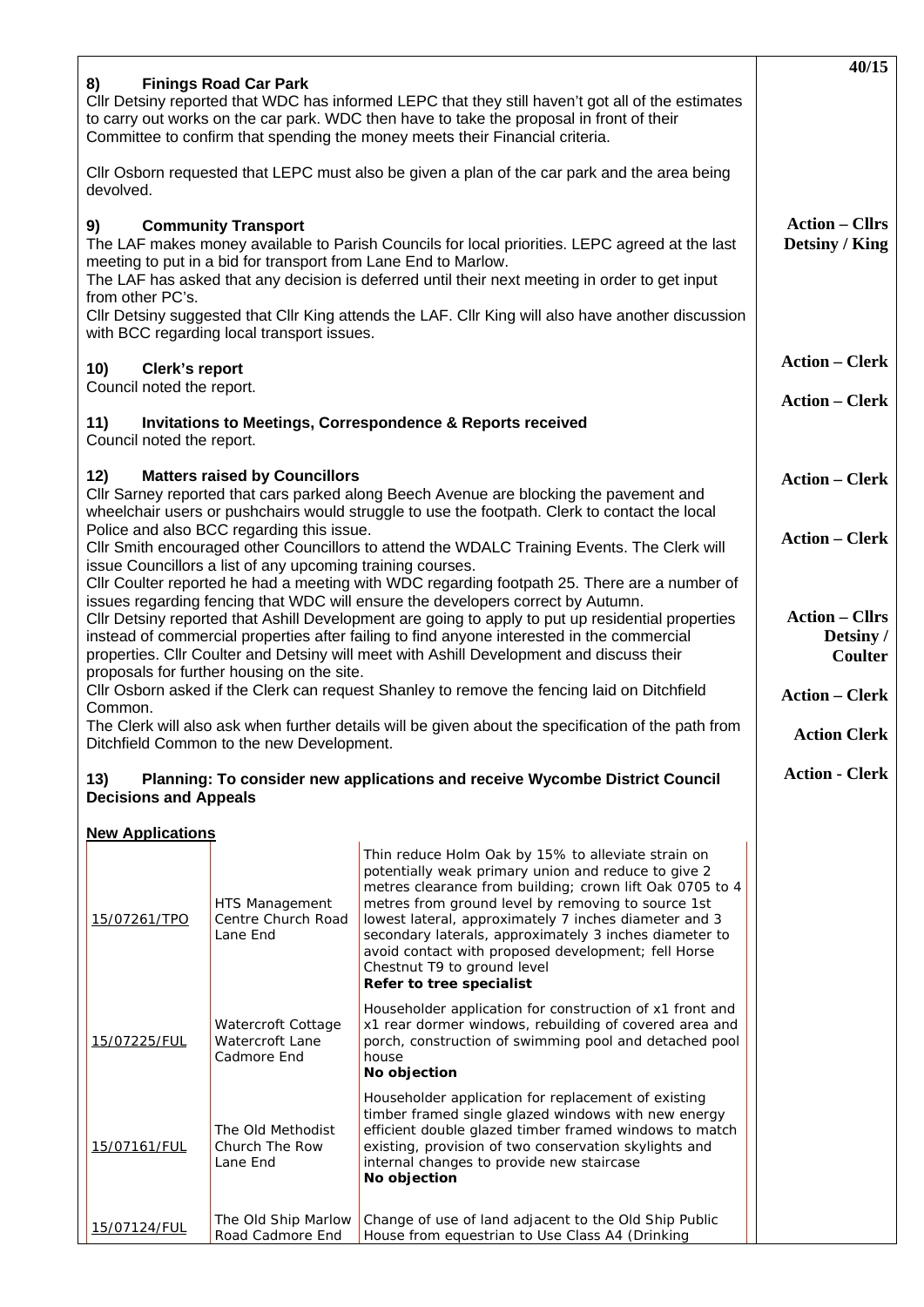40/15

**8) Finings Road Car Park**

Cllr Detsiny reported that WDC has informed LEPC that they still haven't got all of the estimates to carry out works on the car park. WDC then have to take the proposal in front of their Committee to confirm that spending the money meets their Financial criteria.

Cllr Osborn requested that LEPC must also be given a plan of the car park and the area being devolved.

**Action – Cllrs Detsiny / King**

**9) Community Transport**

The LAF makes money available to Parish Councils for local priorities. LEPC agreed at the last meeting to put in a bid for transport from Lane End to Marlow.
The LAF has asked that any decision is deferred until their next meeting in order to get input from other PC's.
Cllr Detsiny suggested that Cllr King attends the LAF. Cllr King will also have another discussion with BCC regarding local transport issues.

**Action – Clerk**

**10) Clerk's report**

Council noted the report.

**Action – Clerk**

**11) Invitations to Meetings, Correspondence & Reports received**

Council noted the report.

**12) Matters raised by Councillors**

Cllr Sarney reported that cars parked along Beech Avenue are blocking the pavement and wheelchair users or pushchairs would struggle to use the footpath. Clerk to contact the local Police and also BCC regarding this issue. **Action – Clerk**

Cllr Smith encouraged other Councillors to attend the WDALC Training Events. The Clerk will issue Councillors a list of any upcoming training courses. **Action – Clerk**

Cllr Coulter reported he had a meeting with WDC regarding footpath 25. There are a number of issues regarding fencing that WDC will ensure the developers correct by Autumn.

Cllr Detsiny reported that Ashill Development are going to apply to put up residential properties instead of commercial properties after failing to find anyone interested in the commercial properties. Cllr Coulter and Detsiny will meet with Ashill Development and discuss their proposals for further housing on the site. **Action – Cllrs Detsiny / Coulter**

Cllr Osborn asked if the Clerk can request Shanley to remove the fencing laid on Ditchfield Common. **Action – Clerk**

The Clerk will also ask when further details will be given about the specification of the path from Ditchfield Common to the new Development. **Action Clerk**

**13) Planning: To consider new applications and receive Wycombe District Council Decisions and Appeals**

**Action - Clerk**

**New Applications**

| | | |
|---|---|---|
| 15/07261/TPO | HTS Management Centre Church Road Lane End | Thin reduce Holm Oak by 15% to alleviate strain on potentially weak primary union and reduce to give 2 metres clearance from building; crown lift Oak 0705 to 4 metres from ground level by removing to source 1st lowest lateral, approximately 7 inches diameter and 3 secondary laterals, approximately 3 inches diameter to avoid contact with proposed development; fell Horse Chestnut T9 to ground level **Refer to tree specialist** |
| 15/07225/FUL | Watercroft Cottage Watercroft Lane Cadmore End | Householder application for construction of x1 front and x1 rear dormer windows, rebuilding of covered area and porch, construction of swimming pool and detached pool house **No objection** |
| 15/07161/FUL | The Old Methodist Church The Row Lane End | Householder application for replacement of existing timber framed single glazed windows with new energy efficient double glazed timber framed windows to match existing, provision of two conservation skylights and internal changes to provide new staircase **No objection** |
| 15/07124/FUL | The Old Ship Marlow Road Cadmore End | Change of use of land adjacent to the Old Ship Public House from equestrian to Use Class A4 (Drinking |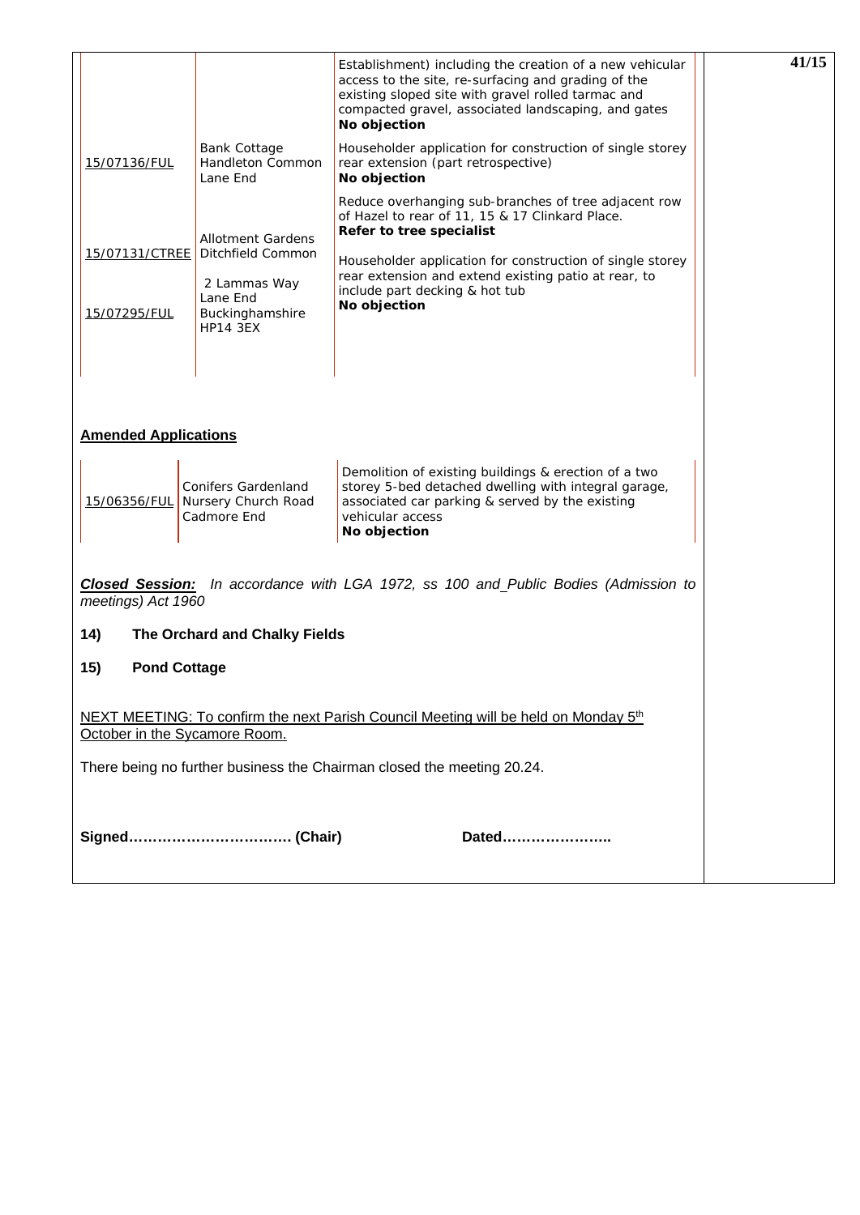| | | |
|---|---|---|
| | | Establishment) including the creation of a new vehicular access to the site, re-surfacing and grading of the existing sloped site with gravel rolled tarmac and compacted gravel, associated landscaping, and gates **No objection** |
| 15/07136/FUL | Bank Cottage Handleton Common Lane End | Householder application for construction of single storey rear extension (part retrospective) **No objection** |
| 15/07131/CTREE | Allotment Gardens Ditchfield Common | Reduce overhanging sub-branches of tree adjacent row of Hazel to rear of 11, 15 & 17 Clinkard Place. **Refer to tree specialist** |
| 15/07295/FUL | 2 Lammas Way Lane End Buckinghamshire HP14 3EX | Householder application for construction of single storey rear extension and extend existing patio at rear, to include part decking & hot tub **No objection** |

**Amended Applications**

| | | |
|---|---|---|
| 15/06356/FUL | Conifers Gardenland Nursery Church Road Cadmore End | Demolition of existing buildings & erection of a two storey 5-bed detached dwelling with integral garage, associated car parking & served by the existing vehicular access **No objection** |

***Closed Session:*** *In accordance with LGA 1972, ss 100 and Public Bodies (Admission to meetings) Act 1960*

**14) The Orchard and Chalky Fields**

**15) Pond Cottage**

NEXT MEETING: To confirm the next Parish Council Meeting will be held on Monday 5th October in the Sycamore Room.

There being no further business the Chairman closed the meeting 20.24.

**Signed…………………………… (Chair)** **Dated…………………..**